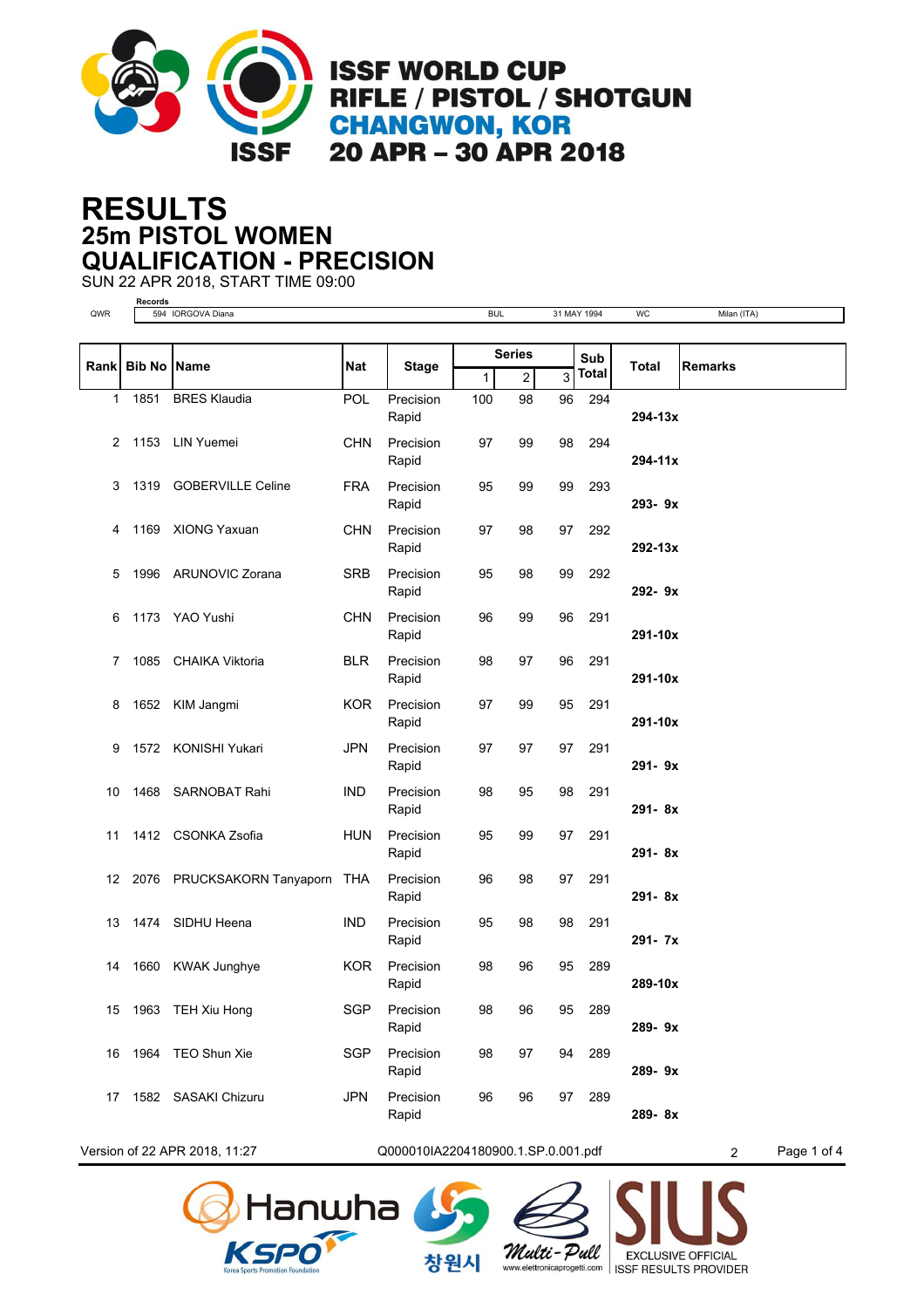# ISSF WORLD CUP
## RIFLE / PISTOL / SHOTGUN
## CHANGWON, KOR
## 20 APR – 30 APR 2018

# RESULTS
## 25m PISTOL WOMEN
## QUALIFICATION - PRECISION

SUN 22 APR 2018, START TIME 09:00

| | Records | | | | |
|---|---|---|---|---|---|
| QWR | 594 IORGOVA Diana | BUL | 31 MAY 1994 | WC | Milan (ITA) |

| Rank | Bib No | Name | Nat | Stage | Series 1 | Series 2 | Series 3 | Sub Total | Total | Remarks |
|---|---|---|---|---|---|---|---|---|---|---|
| 1 | 1851 | BRES Klaudia | POL | Precision | 100 | 98 | 96 | 294 | | |
| | | | | Rapid | | | | | 294-13x | |
| 2 | 1153 | LIN Yuemei | CHN | Precision | 97 | 99 | 98 | 294 | | |
| | | | | Rapid | | | | | 294-11x | |
| 3 | 1319 | GOBERVILLE Celine | FRA | Precision | 95 | 99 | 99 | 293 | | |
| | | | | Rapid | | | | | 293- 9x | |
| 4 | 1169 | XIONG Yaxuan | CHN | Precision | 97 | 98 | 97 | 292 | | |
| | | | | Rapid | | | | | 292-13x | |
| 5 | 1996 | ARUNOVIC Zorana | SRB | Precision | 95 | 98 | 99 | 292 | | |
| | | | | Rapid | | | | | 292- 9x | |
| 6 | 1173 | YAO Yushi | CHN | Precision | 96 | 99 | 96 | 291 | | |
| | | | | Rapid | | | | | 291-10x | |
| 7 | 1085 | CHAIKA Viktoria | BLR | Precision | 98 | 97 | 96 | 291 | | |
| | | | | Rapid | | | | | 291-10x | |
| 8 | 1652 | KIM Jangmi | KOR | Precision | 97 | 99 | 95 | 291 | | |
| | | | | Rapid | | | | | 291-10x | |
| 9 | 1572 | KONISHI Yukari | JPN | Precision | 97 | 97 | 97 | 291 | | |
| | | | | Rapid | | | | | 291- 9x | |
| 10 | 1468 | SARNOBAT Rahi | IND | Precision | 98 | 95 | 98 | 291 | | |
| | | | | Rapid | | | | | 291- 8x | |
| 11 | 1412 | CSONKA Zsofia | HUN | Precision | 95 | 99 | 97 | 291 | | |
| | | | | Rapid | | | | | 291- 8x | |
| 12 | 2076 | PRUCKSAKORN Tanyaporn | THA | Precision | 96 | 98 | 97 | 291 | | |
| | | | | Rapid | | | | | 291- 8x | |
| 13 | 1474 | SIDHU Heena | IND | Precision | 95 | 98 | 98 | 291 | | |
| | | | | Rapid | | | | | 291- 7x | |
| 14 | 1660 | KWAK Junghye | KOR | Precision | 98 | 96 | 95 | 289 | | |
| | | | | Rapid | | | | | 289-10x | |
| 15 | 1963 | TEH Xiu Hong | SGP | Precision | 98 | 96 | 95 | 289 | | |
| | | | | Rapid | | | | | 289- 9x | |
| 16 | 1964 | TEO Shun Xie | SGP | Precision | 98 | 97 | 94 | 289 | | |
| | | | | Rapid | | | | | 289- 9x | |
| 17 | 1582 | SASAKI Chizuru | JPN | Precision | 96 | 96 | 97 | 289 | | |
| | | | | Rapid | | | | | 289- 8x | |

Version of 22 APR 2018, 11:27 Q000010IA2204180900.1.SP.0.001.pdf 2

Hanwha KSPO 창원시 Multi-Pull SIUS EXCLUSIVE OFFICIAL ISSF RESULTS PROVIDER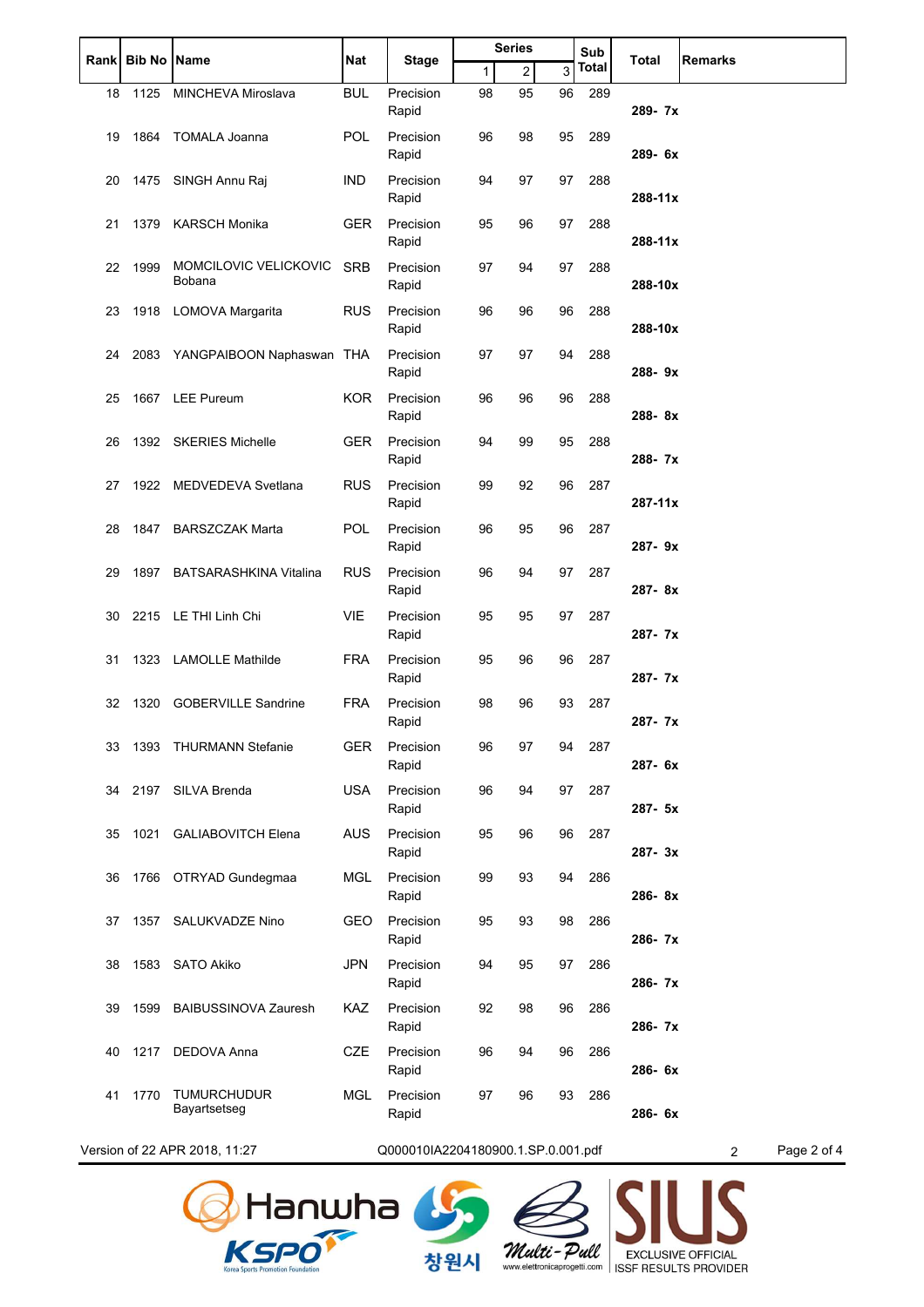| Rank | Bib No | Name | Nat | Stage | Series | | | Sub Total | Total | Remarks |
|---|---|---|---|---|---|---|---|---|---|---|
| | | | | | 1 | 2 | 3 | | | |
| 18 | 1125 | MINCHEVA Miroslava | BUL | Precision | 98 | 95 | 96 | 289 | | |
| | | | | Rapid | | | | | 289- 7x | |
| 19 | 1864 | TOMALA Joanna | POL | Precision | 96 | 98 | 95 | 289 | | |
| | | | | Rapid | | | | | 289- 6x | |
| 20 | 1475 | SINGH Annu Raj | IND | Precision | 94 | 97 | 97 | 288 | | |
| | | | | Rapid | | | | | 288-11x | |
| 21 | 1379 | KARSCH Monika | GER | Precision | 95 | 96 | 97 | 288 | | |
| | | | | Rapid | | | | | 288-11x | |
| 22 | 1999 | MOMCILOVIC VELICKOVIC Bobana | SRB | Precision | 97 | 94 | 97 | 288 | | |
| | | | | Rapid | | | | | 288-10x | |
| 23 | 1918 | LOMOVA Margarita | RUS | Precision | 96 | 96 | 96 | 288 | | |
| | | | | Rapid | | | | | 288-10x | |
| 24 | 2083 | YANGPAIBOON Naphaswan | THA | Precision | 97 | 97 | 94 | 288 | | |
| | | | | Rapid | | | | | 288- 9x | |
| 25 | 1667 | LEE Pureum | KOR | Precision | 96 | 96 | 96 | 288 | | |
| | | | | Rapid | | | | | 288- 8x | |
| 26 | 1392 | SKERIES Michelle | GER | Precision | 94 | 99 | 95 | 288 | | |
| | | | | Rapid | | | | | 288- 7x | |
| 27 | 1922 | MEDVEDEVA Svetlana | RUS | Precision | 99 | 92 | 96 | 287 | | |
| | | | | Rapid | | | | | 287-11x | |
| 28 | 1847 | BARSZCZAK Marta | POL | Precision | 96 | 95 | 96 | 287 | | |
| | | | | Rapid | | | | | 287- 9x | |
| 29 | 1897 | BATSARASHKINA Vitalina | RUS | Precision | 96 | 94 | 97 | 287 | | |
| | | | | Rapid | | | | | 287- 8x | |
| 30 | 2215 | LE THI Linh Chi | VIE | Precision | 95 | 95 | 97 | 287 | | |
| | | | | Rapid | | | | | 287- 7x | |
| 31 | 1323 | LAMOLLE Mathilde | FRA | Precision | 95 | 96 | 96 | 287 | | |
| | | | | Rapid | | | | | 287- 7x | |
| 32 | 1320 | GOBERVILLE Sandrine | FRA | Precision | 98 | 96 | 93 | 287 | | |
| | | | | Rapid | | | | | 287- 7x | |
| 33 | 1393 | THURMANN Stefanie | GER | Precision | 96 | 97 | 94 | 287 | | |
| | | | | Rapid | | | | | 287- 6x | |
| 34 | 2197 | SILVA Brenda | USA | Precision | 96 | 94 | 97 | 287 | | |
| | | | | Rapid | | | | | 287- 5x | |
| 35 | 1021 | GALIABOVITCH Elena | AUS | Precision | 95 | 96 | 96 | 287 | | |
| | | | | Rapid | | | | | 287- 3x | |
| 36 | 1766 | OTRYAD Gundegmaa | MGL | Precision | 99 | 93 | 94 | 286 | | |
| | | | | Rapid | | | | | 286- 8x | |
| 37 | 1357 | SALUKVADZE Nino | GEO | Precision | 95 | 93 | 98 | 286 | | |
| | | | | Rapid | | | | | 286- 7x | |
| 38 | 1583 | SATO Akiko | JPN | Precision | 94 | 95 | 97 | 286 | | |
| | | | | Rapid | | | | | 286- 7x | |
| 39 | 1599 | BAIBUSSINOVA Zauresh | KAZ | Precision | 92 | 98 | 96 | 286 | | |
| | | | | Rapid | | | | | 286- 7x | |
| 40 | 1217 | DEDOVA Anna | CZE | Precision | 96 | 94 | 96 | 286 | | |
| | | | | Rapid | | | | | 286- 6x | |
| 41 | 1770 | TUMURCHUDUR Bayartsetseg | MGL | Precision | 97 | 96 | 93 | 286 | | |
| | | | | Rapid | | | | | 286- 6x | |

Version of 22 APR 2018, 11:27 Q000010IA2204180900.1.SP.0.001.pdf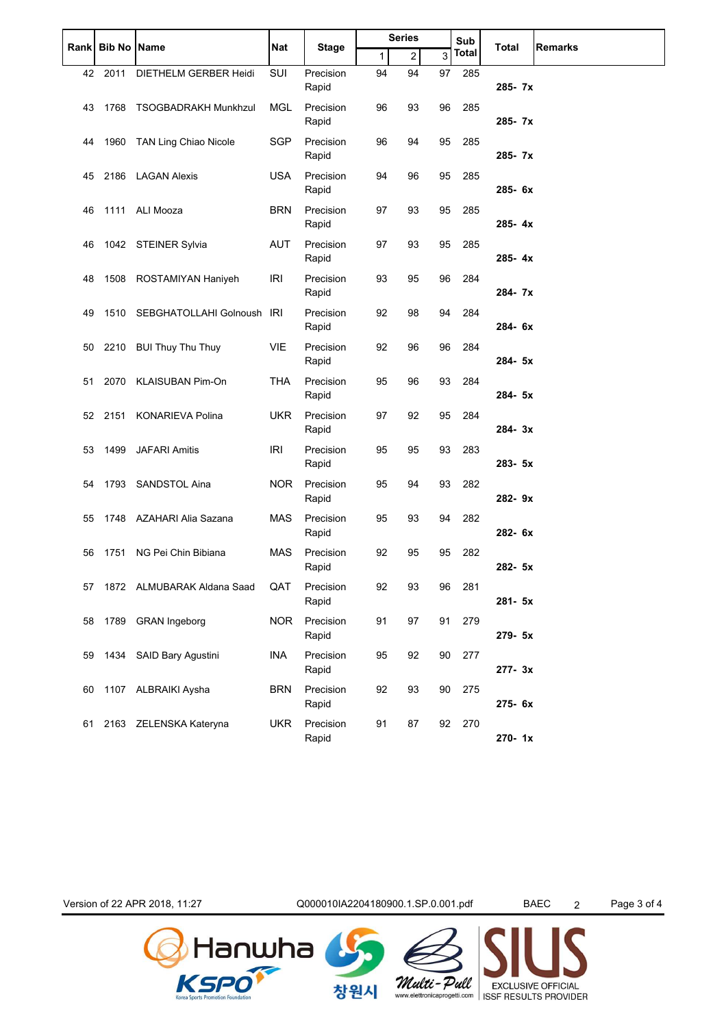| Rank | Bib No | Name | Nat | Stage | Series | | | Sub Total | Total | Remarks |
|---|---|---|---|---|---|---|---|---|---|---|
| | | | | | 1 | 2 | 3 | | | |
| 42 | 2011 | DIETHELM GERBER Heidi | SUI | Precision | 94 | 94 | 97 | 285 | | |
| | | | | Rapid | | | | | **285- 7x** | |
| 43 | 1768 | TSOGBADRAKH Munkhzul | MGL | Precision | 96 | 93 | 96 | 285 | | |
| | | | | Rapid | | | | | **285- 7x** | |
| 44 | 1960 | TAN Ling Chiao Nicole | SGP | Precision | 96 | 94 | 95 | 285 | | |
| | | | | Rapid | | | | | **285- 7x** | |
| 45 | 2186 | LAGAN Alexis | USA | Precision | 94 | 96 | 95 | 285 | | |
| | | | | Rapid | | | | | **285- 6x** | |
| 46 | 1111 | ALI Mooza | BRN | Precision | 97 | 93 | 95 | 285 | | |
| | | | | Rapid | | | | | **285- 4x** | |
| 46 | 1042 | STEINER Sylvia | AUT | Precision | 97 | 93 | 95 | 285 | | |
| | | | | Rapid | | | | | **285- 4x** | |
| 48 | 1508 | ROSTAMIYAN Haniyeh | IRI | Precision | 93 | 95 | 96 | 284 | | |
| | | | | Rapid | | | | | **284- 7x** | |
| 49 | 1510 | SEBGHATOLLAHI Golnoush | IRI | Precision | 92 | 98 | 94 | 284 | | |
| | | | | Rapid | | | | | **284- 6x** | |
| 50 | 2210 | BUI Thuy Thu Thuy | VIE | Precision | 92 | 96 | 96 | 284 | | |
| | | | | Rapid | | | | | **284- 5x** | |
| 51 | 2070 | KLAISUBAN Pim-On | THA | Precision | 95 | 96 | 93 | 284 | | |
| | | | | Rapid | | | | | **284- 5x** | |
| 52 | 2151 | KONARIEVA Polina | UKR | Precision | 97 | 92 | 95 | 284 | | |
| | | | | Rapid | | | | | **284- 3x** | |
| 53 | 1499 | JAFARI Amitis | IRI | Precision | 95 | 95 | 93 | 283 | | |
| | | | | Rapid | | | | | **283- 5x** | |
| 54 | 1793 | SANDSTOL Aina | NOR | Precision | 95 | 94 | 93 | 282 | | |
| | | | | Rapid | | | | | **282- 9x** | |
| 55 | 1748 | AZAHARI Alia Sazana | MAS | Precision | 95 | 93 | 94 | 282 | | |
| | | | | Rapid | | | | | **282- 6x** | |
| 56 | 1751 | NG Pei Chin Bibiana | MAS | Precision | 92 | 95 | 95 | 282 | | |
| | | | | Rapid | | | | | **282- 5x** | |
| 57 | 1872 | ALMUBARAK Aldana Saad | QAT | Precision | 92 | 93 | 96 | 281 | | |
| | | | | Rapid | | | | | **281- 5x** | |
| 58 | 1789 | GRAN Ingeborg | NOR | Precision | 91 | 97 | 91 | 279 | | |
| | | | | Rapid | | | | | **279- 5x** | |
| 59 | 1434 | SAID Bary Agustini | INA | Precision | 95 | 92 | 90 | 277 | | |
| | | | | Rapid | | | | | **277- 3x** | |
| 60 | 1107 | ALBRAIKI Aysha | BRN | Precision | 92 | 93 | 90 | 275 | | |
| | | | | Rapid | | | | | **275- 6x** | |
| 61 | 2163 | ZELENSKA Kateryna | UKR | Precision | 91 | 87 | 92 | 270 | | |
| | | | | Rapid | | | | | **270- 1x** | |

Version of 22 APR 2018, 11:27 Q000010IA2204180900.1.SP.0.001.pdf BAEC 2

Hanwha KSPO Korea Sports Promotion Foundation 창원시 Multi-Pull www.elettronicaprogetti.com SIUS EXCLUSIVE OFFICIAL ISSF RESULTS PROVIDER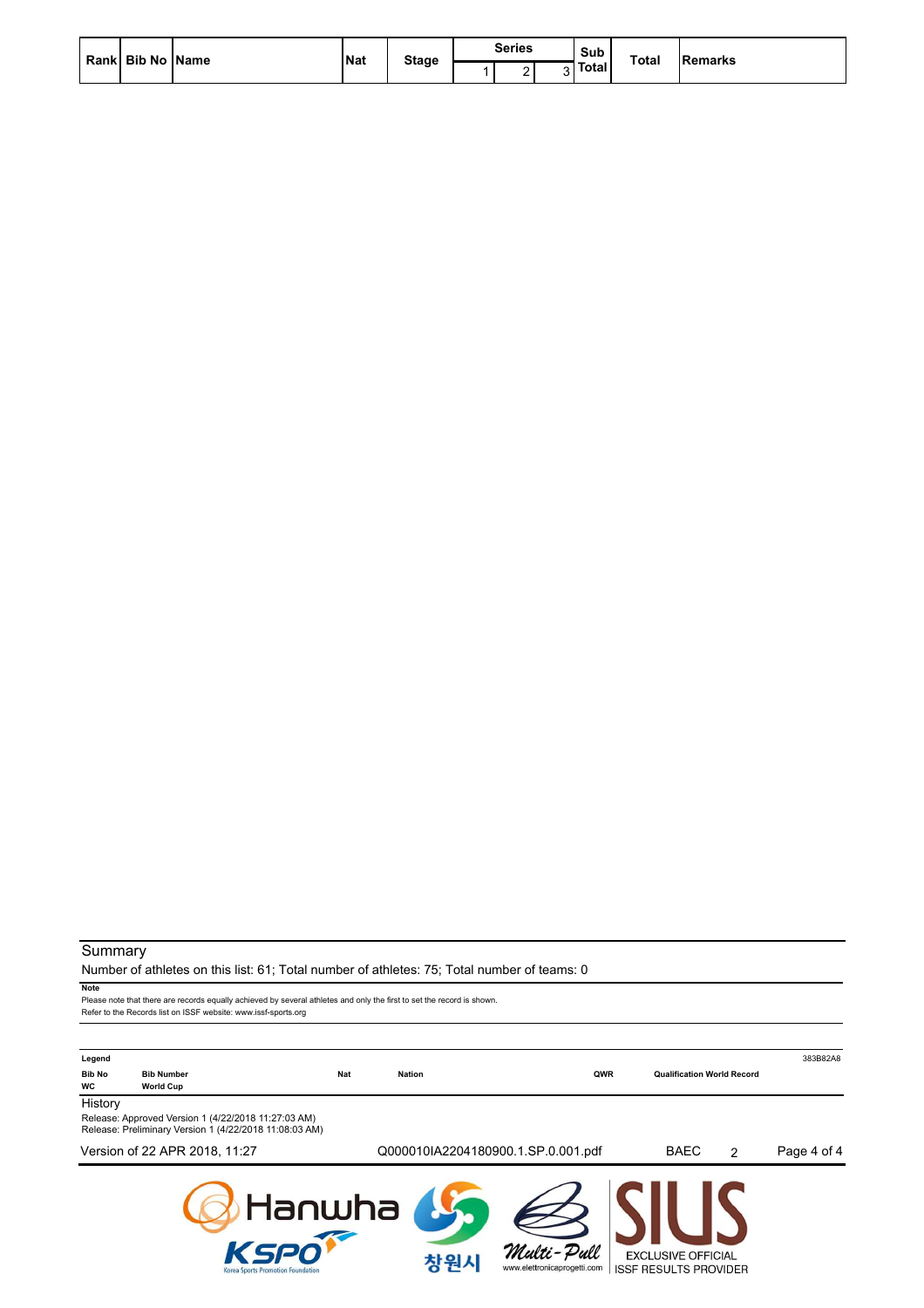| Rank | Bib No | Name | Nat | Stage | Series | | | Sub Total | Total | Remarks |
|---|---|---|---|---|---|---|---|---|---|---|
| | | | | | 1 | 2 | 3 | | | |

## Summary

Number of athletes on this list: 61; Total number of athletes: 75; Total number of teams: 0

**Note**

Please note that there are records equally achieved by several athletes and only the first to set the record is shown.
Refer to the Records list on ISSF website: www.issf-sports.org

**Legend**

383B82A8

| | | | | | |
|---|---|---|---|---|---|
| **Bib No** | **Bib Number** | **Nat** | **Nation** | **QWR** | **Qualification World Record** |
| **WC** | **World Cup** | | | | |

History

Release: Approved Version 1 (4/22/2018 11:27:03 AM)
Release: Preliminary Version 1 (4/22/2018 11:08:03 AM)

Version of 22 APR 2018, 11:27 Q000010IA2204180900.1.SP.0.001.pdf BAEC 2

Hanwha KSPO Korea Sports Promotion Foundation 창원시 Multi-Pull www.elettronicaprogetti.com SIUS EXCLUSIVE OFFICIAL ISSF RESULTS PROVIDER